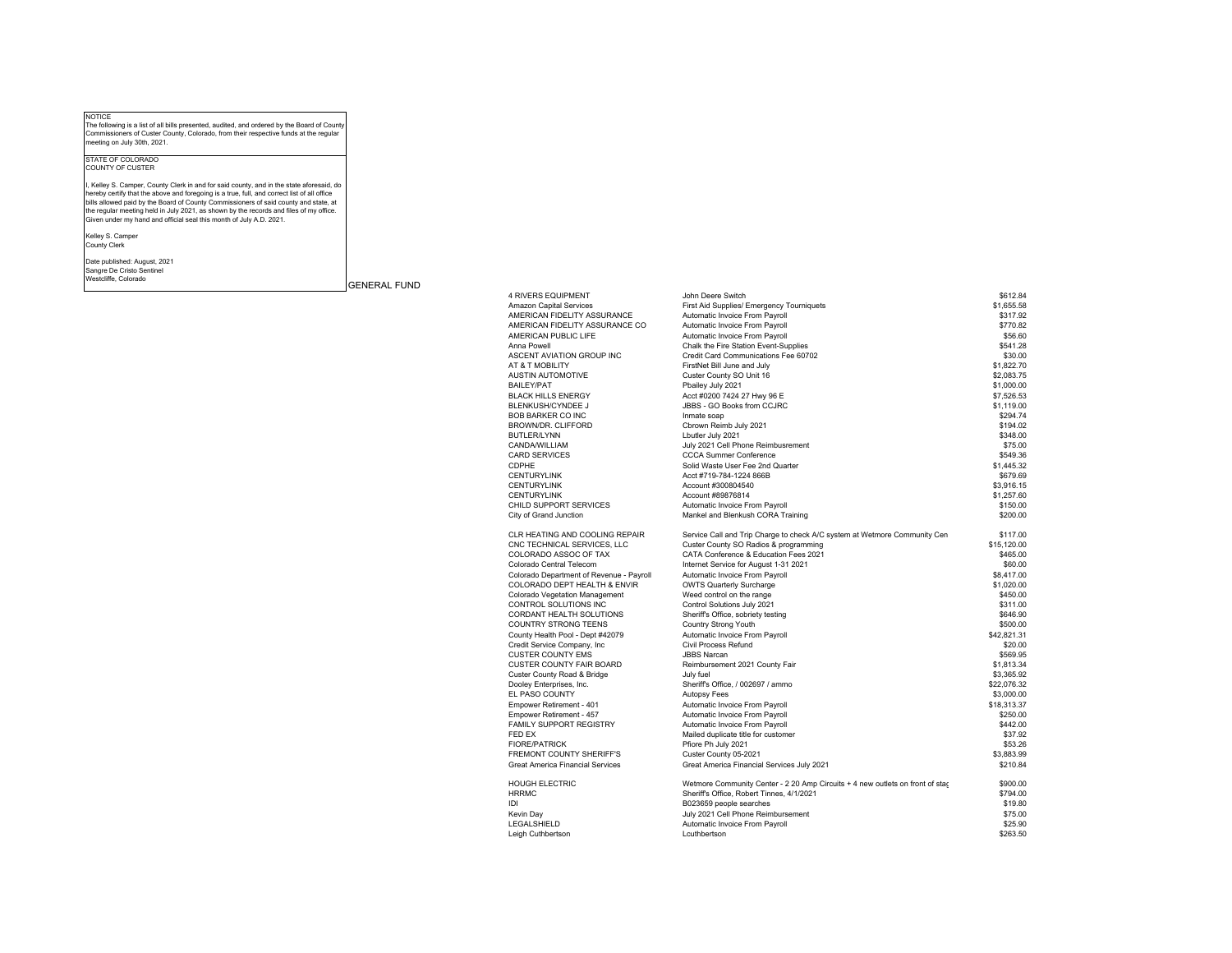NOTICE

The following is a list of all bills presented, audited, and ordered by the Board of County Commissioners of Custer County, Colorado, from their respective funds at the regular meeting on July 30th, 2021.

STATE OF COLORADO
COUNTY OF CUSTER

I, Kelley S. Camper, County Clerk in and for said county, and in the state aforesaid, do hereby certify that the above and foregoing is a true, full, and correct list of all office bills allowed paid by the Board of County Commissioners of said county and state, at the regular meeting held in July 2021, as shown by the records and files of my office. Given under my hand and official seal this month of July A.D. 2021.

Kelley S. Camper
County Clerk

Date published: August, 2021
Sangre De Cristo Sentinel
Westcliffe, Colorado

## GENERAL FUND

| Vendor | Description | Amount |
|---|---|---|
| 4 RIVERS EQUIPMENT | John Deere Switch | $612.84 |
| Amazon Capital Services | First Aid Supplies/ Emergency Tourniquets | $1,655.58 |
| AMERICAN FIDELITY ASSURANCE | Automatic Invoice From Payroll | $317.92 |
| AMERICAN FIDELITY ASSURANCE CO | Automatic Invoice From Payroll | $770.82 |
| AMERICAN PUBLIC LIFE | Automatic Invoice From Payroll | $56.60 |
| Anna Powell | Chalk the Fire Station Event-Supplies | $541.28 |
| ASCENT AVIATION GROUP INC | Credit Card Communications Fee 60702 | $30.00 |
| AT & T MOBILITY | FirstNet Bill June and July | $1,822.70 |
| AUSTIN AUTOMOTIVE | Custer County SO Unit 16 | $2,083.75 |
| BAILEY/PAT | Pbailey July 2021 | $1,000.00 |
| BLACK HILLS ENERGY | Acct #0200 7424 27 Hwy 96 E | $7,526.53 |
| BLENKUSH/CYNDEE J | JBBS - GO Books from CCJRC | $1,119.00 |
| BOB BARKER CO INC | Inmate soap | $294.74 |
| BROWN/DR. CLIFFORD | Cbrown Reimb July 2021 | $194.02 |
| BUTLER/LYNN | Lbutler July 2021 | $348.00 |
| CANDA/WILLIAM | July 2021 Cell Phone Reimbusrement | $75.00 |
| CARD SERVICES | CCCA Summer Conference | $549.36 |
| CDPHE | Solid Waste User Fee 2nd Quarter | $1,445.32 |
| CENTURYLINK | Acct #719-784-1224 866B | $679.69 |
| CENTURYLINK | Account #300804540 | $3,916.15 |
| CENTURYLINK | Account #89876814 | $1,257.60 |
| CHILD SUPPORT SERVICES | Automatic Invoice From Payroll | $150.00 |
| City of Grand Junction | Mankel and Blenkush CORA Training | $200.00 |
| CLR HEATING AND COOLING REPAIR | Service Call and Trip Charge to check A/C system at Wetmore Community Cen | $117.00 |
| CNC TECHNICAL SERVICES, LLC | Custer County SO Radios & programming | $15,120.00 |
| COLORADO ASSOC OF TAX | CATA Conference & Education Fees 2021 | $465.00 |
| Colorado Central Telecom | Internet Service for August 1-31 2021 | $60.00 |
| Colorado Department of Revenue - Payroll | Automatic Invoice From Payroll | $8,417.00 |
| COLORADO DEPT HEALTH & ENVIR | OWTS Quarterly Surcharge | $1,020.00 |
| Colorado Vegetation Management | Weed control on the range | $450.00 |
| CONTROL SOLUTIONS INC | Control Solutions July 2021 | $311.00 |
| CORDANT HEALTH SOLUTIONS | Sheriff's Office, sobriety testing | $646.90 |
| COUNTRY STRONG TEENS | Country Strong Youth | $500.00 |
| County Health Pool - Dept #42079 | Automatic Invoice From Payroll | $42,821.31 |
| Credit Service Company, Inc | Civil Process Refund | $20.00 |
| CUSTER COUNTY EMS | JBBS Narcan | $569.95 |
| CUSTER COUNTY FAIR BOARD | Reimbursement 2021 County Fair | $1,813.34 |
| Custer County Road & Bridge | July fuel | $3,365.92 |
| Dooley Enterprises, Inc. | Sheriff's Office, / 002697 / ammo | $22,076.32 |
| EL PASO COUNTY | Autopsy Fees | $3,000.00 |
| Empower Retirement - 401 | Automatic Invoice From Payroll | $18,313.37 |
| Empower Retirement - 457 | Automatic Invoice From Payroll | $250.00 |
| FAMILY SUPPORT REGISTRY | Automatic Invoice From Payroll | $442.00 |
| FED EX | Mailed duplicate title for customer | $37.92 |
| FIORE/PATRICK | Pfiore Ph July 2021 | $53.26 |
| FREMONT COUNTY SHERIFF'S | Custer County 05-2021 | $3,883.99 |
| Great America Financial Services | Great America Financial Services July 2021 | $210.84 |
| HOUGH ELECTRIC | Wetmore Community Center - 2 20 Amp Circuits + 4 new outlets on front of stag | $900.00 |
| HRRMC | Sheriff's Office, Robert Tinnes, 4/1/2021 | $794.00 |
| IDI | B023659 people searches | $19.80 |
| Kevin Day | July 2021 Cell Phone Reimbursement | $75.00 |
| LEGALSHIELD | Automatic Invoice From Payroll | $25.90 |
| Leigh Cuthbertson | Lcuthbertson | $263.50 |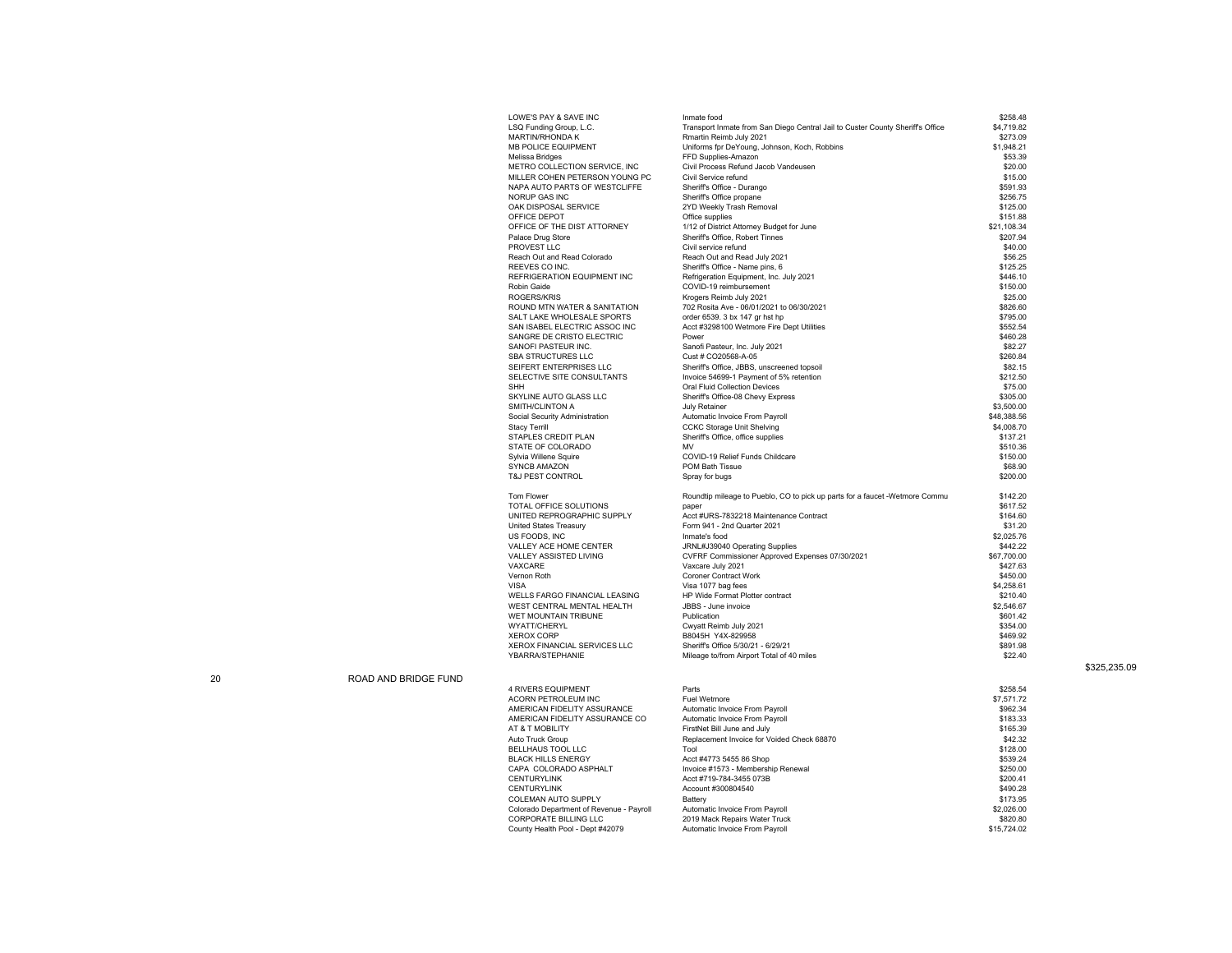| Vendor | Description | Amount | Total |
|---|---|---|---|
| LOWE'S PAY & SAVE INC | Inmate food | $258.48 | |
| LSQ Funding Group, L.C. | Transport Inmate from San Diego Central Jail to Custer County Sheriff's Office | $4,719.82 | |
| MARTIN/RHONDA K | Rmartin Reimb July 2021 | $273.09 | |
| MB POLICE EQUIPMENT | Uniforms fpr DeYoung, Johnson, Koch, Robbins | $1,948.21 | |
| Melissa Bridges | FFD Supplies-Amazon | $53.39 | |
| METRO COLLECTION SERVICE, INC | Civil Process Refund Jacob Vandeusen | $20.00 | |
| MILLER COHEN PETERSON YOUNG PC | Civil Service refund | $15.00 | |
| NAPA AUTO PARTS OF WESTCLIFFE | Sheriff's Office - Durango | $591.93 | |
| NORUP GAS INC | Sheriff's Office propane | $256.75 | |
| OAK DISPOSAL SERVICE | 2YD Weekly Trash Removal | $125.00 | |
| OFFICE DEPOT | Office supplies | $151.88 | |
| OFFICE OF THE DIST ATTORNEY | 1/12 of District Attorney Budget for June | $21,108.34 | |
| Palace Drug Store | Sheriff's Office, Robert Tinnes | $207.94 | |
| PROVEST LLC | Civil service refund | $40.00 | |
| Reach Out and Read Colorado | Reach Out and Read July 2021 | $56.25 | |
| REEVES CO INC. | Sheriff's Office - Name pins, 6 | $125.25 | |
| REFRIGERATION EQUIPMENT INC | Refrigeration Equipment, Inc. July 2021 | $446.10 | |
| Robin Gaide | COVID-19 reimbursement | $150.00 | |
| ROGERS/KRIS | Krogers Reimb July 2021 | $25.00 | |
| ROUND MTN WATER & SANITATION | 702 Rosita Ave - 06/01/2021 to 06/30/2021 | $826.60 | |
| SALT LAKE WHOLESALE SPORTS | order 6539. 3 bx 147 gr hst hp | $795.00 | |
| SAN ISABEL ELECTRIC ASSOC INC | Acct #3298100 Wetmore Fire Dept Utilities | $552.54 | |
| SANGRE DE CRISTO ELECTRIC | Power | $460.28 | |
| SANOFI PASTEUR INC. | Sanofi Pasteur, Inc. July 2021 | $82.27 | |
| SBA STRUCTURES LLC | Cust # CO20568-A-05 | $260.84 | |
| SEIFERT ENTERPRISES LLC | Sheriff's Office, JBBS, unscreened topsoil | $82.15 | |
| SELECTIVE SITE CONSULTANTS | Invoice 54699-1 Payment of 5% retention | $212.50 | |
| SHH | Oral Fluid Collection Devices | $75.00 | |
| SKYLINE AUTO GLASS LLC | Sheriff's Office-08 Chevy Express | $305.00 | |
| SMITH/CLINTON A | July Retainer | $3,500.00 | |
| Social Security Administration | Automatic Invoice From Payroll | $48,388.56 | |
| Stacy Terrill | CCKC Storage Unit Shelving | $4,008.70 | |
| STAPLES CREDIT PLAN | Sheriff's Office, office supplies | $137.21 | |
| STATE OF COLORADO | MV | $510.36 | |
| Sylvia Willene Squire | COVID-19 Relief Funds Childcare | $150.00 | |
| SYNCB AMAZON | POM Bath Tissue | $68.90 | |
| T&J PEST CONTROL | Spray for bugs | $200.00 | |
| Tom Flower | Roundtip mileage to Pueblo, CO to pick up parts for a faucet -Wetmore Commu | $142.20 | |
| TOTAL OFFICE SOLUTIONS | paper | $617.52 | |
| UNITED REPROGRAPHIC SUPPLY | Acct #URS-7832218 Maintenance Contract | $164.60 | |
| United States Treasury | Form 941 - 2nd Quarter 2021 | $31.20 | |
| US FOODS, INC | Inmate's food | $2,025.76 | |
| VALLEY ACE HOME CENTER | JRNL#J39040 Operating Supplies | $442.22 | |
| VALLEY ASSISTED LIVING | CVFRF Commissioner Approved Expenses 07/30/2021 | $67,700.00 | |
| VAXCARE | Vaxcare July 2021 | $427.63 | |
| Vernon Roth | Coroner Contract Work | $450.00 | |
| VISA | Visa 1077 bag fees | $4,258.61 | |
| WELLS FARGO FINANCIAL LEASING | HP Wide Format Plotter contract | $210.40 | |
| WEST CENTRAL MENTAL HEALTH | JBBS - June invoice | $2,546.67 | |
| WET MOUNTAIN TRIBUNE | Publication | $601.42 | |
| WYATT/CHERYL | Cwyatt Reimb July 2021 | $354.00 | |
| XEROX CORP | B8045H Y4X-829958 | $469.92 | |
| XEROX FINANCIAL SERVICES LLC | Sheriff's Office 5/30/21 - 6/29/21 | $891.98 | |
| YBARRA/STEPHANIE | Mileage to/from Airport Total of 40 miles | $22.40 | |
| | | | $325,235.09 |

## 20 ROAD AND BRIDGE FUND

| Vendor | Description | Amount |
|---|---|---|
| 4 RIVERS EQUIPMENT | Parts | $258.54 |
| ACORN PETROLEUM INC | Fuel Wetmore | $7,571.72 |
| AMERICAN FIDELITY ASSURANCE | Automatic Invoice From Payroll | $962.34 |
| AMERICAN FIDELITY ASSURANCE CO | Automatic Invoice From Payroll | $183.33 |
| AT & T MOBILITY | FirstNet Bill June and July | $165.39 |
| Auto Truck Group | Replacement Invoice for Voided Check 68870 | $42.32 |
| BELLHAUS TOOL LLC | Tool | $128.00 |
| BLACK HILLS ENERGY | Acct #4773 5455 86 Shop | $539.24 |
| CAPA COLORADO ASPHALT | Invoice #1573 - Membership Renewal | $250.00 |
| CENTURYLINK | Acct #719-784-3455 073B | $200.41 |
| CENTURYLINK | Account #300804540 | $490.28 |
| COLEMAN AUTO SUPPLY | Battery | $173.95 |
| Colorado Department of Revenue - Payroll | Automatic Invoice From Payroll | $2,026.00 |
| CORPORATE BILLING LLC | 2019 Mack Repairs Water Truck | $820.80 |
| County Health Pool - Dept #42079 | Automatic Invoice From Payroll | $15,724.02 |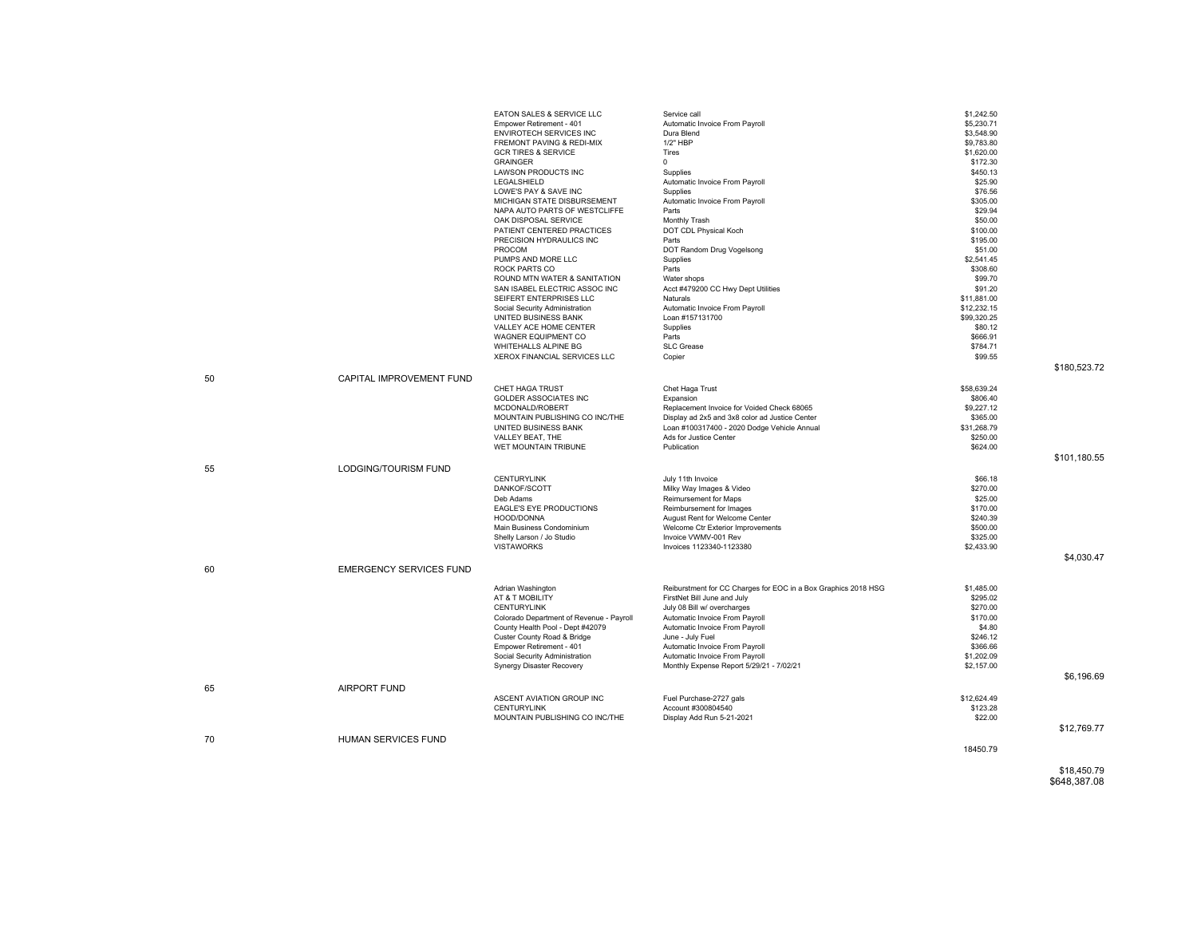| | | | | | |
|---|---|---|---|---|---|
| | | EATON SALES & SERVICE LLC | Service call | $1,242.50 | |
| | | Empower Retirement - 401 | Automatic Invoice From Payroll | $5,230.71 | |
| | | ENVIROTECH SERVICES INC | Dura Blend | $3,548.90 | |
| | | FREMONT PAVING & REDI-MIX | 1/2" HBP | $9,783.80 | |
| | | GCR TIRES & SERVICE | Tires | $1,620.00 | |
| | | GRAINGER | 0 | $172.30 | |
| | | LAWSON PRODUCTS INC | Supplies | $450.13 | |
| | | LEGALSHIELD | Automatic Invoice From Payroll | $25.90 | |
| | | LOWE'S PAY & SAVE INC | Supplies | $76.56 | |
| | | MICHIGAN STATE DISBURSEMENT | Automatic Invoice From Payroll | $305.00 | |
| | | NAPA AUTO PARTS OF WESTCLIFFE | Parts | $29.94 | |
| | | OAK DISPOSAL SERVICE | Monthly Trash | $50.00 | |
| | | PATIENT CENTERED PRACTICES | DOT CDL Physical Koch | $100.00 | |
| | | PRECISION HYDRAULICS INC | Parts | $195.00 | |
| | | PROCOM | DOT Random Drug Vogelsong | $51.00 | |
| | | PUMPS AND MORE LLC | Supplies | $2,541.45 | |
| | | ROCK PARTS CO | Parts | $308.60 | |
| | | ROUND MTN WATER & SANITATION | Water shops | $99.70 | |
| | | SAN ISABEL ELECTRIC ASSOC INC | Acct #479200 CC Hwy Dept Utilities | $91.20 | |
| | | SEIFERT ENTERPRISES LLC | Naturals | $11,881.00 | |
| | | Social Security Administration | Automatic Invoice From Payroll | $12,232.15 | |
| | | UNITED BUSINESS BANK | Loan #157131700 | $99,320.25 | |
| | | VALLEY ACE HOME CENTER | Supplies | $80.12 | |
| | | WAGNER EQUIPMENT CO | Parts | $666.91 | |
| | | WHITEHALLS ALPINE BG | SLC Grease | $784.71 | |
| | | XEROX FINANCIAL SERVICES LLC | Copier | $99.55 | |
| | | | | | $180,523.72 |
| 50 | CAPITAL IMPROVEMENT FUND | | | | |
| | | CHET HAGA TRUST | Chet Haga Trust | $58,639.24 | |
| | | GOLDER ASSOCIATES INC | Expansion | $806.40 | |
| | | MCDONALD/ROBERT | Replacement Invoice for Voided Check 68065 | $9,227.12 | |
| | | MOUNTAIN PUBLISHING CO INC/THE | Display ad 2x5 and 3x8 color ad Justice Center | $365.00 | |
| | | UNITED BUSINESS BANK | Loan #100317400 - 2020 Dodge Vehicle Annual | $31,268.79 | |
| | | VALLEY BEAT, THE | Ads for Justice Center | $250.00 | |
| | | WET MOUNTAIN TRIBUNE | Publication | $624.00 | |
| | | | | | $101,180.55 |
| 55 | LODGING/TOURISM FUND | | | | |
| | | CENTURYLINK | July 11th Invoice | $66.18 | |
| | | DANKOF/SCOTT | Milky Way Images & Video | $270.00 | |
| | | Deb Adams | Reimursement for Maps | $25.00 | |
| | | EAGLE'S EYE PRODUCTIONS | Reimbursement for Images | $170.00 | |
| | | HOOD/DONNA | August Rent for Welcome Center | $240.39 | |
| | | Main Business Condominium | Welcome Ctr Exterior Improvements | $500.00 | |
| | | Shelly Larson / Jo Studio | Invoice VWMV-001 Rev | $325.00 | |
| | | VISTAWORKS | Invoices 1123340-1123380 | $2,433.90 | |
| | | | | | $4,030.47 |
| 60 | EMERGENCY SERVICES FUND | | | | |
| | | Adrian Washington | Reiburstment for CC Charges for EOC in a Box Graphics 2018 HSG | $1,485.00 | |
| | | AT & T MOBILITY | FirstNet Bill June and July | $295.02 | |
| | | CENTURYLINK | July 08 Bill w/ overcharges | $270.00 | |
| | | Colorado Department of Revenue - Payroll | Automatic Invoice From Payroll | $170.00 | |
| | | County Health Pool - Dept #42079 | Automatic Invoice From Payroll | $4.80 | |
| | | Custer County Road & Bridge | June - July Fuel | $246.12 | |
| | | Empower Retirement - 401 | Automatic Invoice From Payroll | $366.66 | |
| | | Social Security Administration | Automatic Invoice From Payroll | $1,202.09 | |
| | | Synergy Disaster Recovery | Monthly Expense Report 5/29/21 - 7/02/21 | $2,157.00 | |
| | | | | | $6,196.69 |
| 65 | AIRPORT FUND | | | | |
| | | ASCENT AVIATION GROUP INC | Fuel Purchase-2727 gals | $12,624.49 | |
| | | CENTURYLINK | Account #300804540 | $123.28 | |
| | | MOUNTAIN PUBLISHING CO INC/THE | Display Add Run 5-21-2021 | $22.00 | |
| | | | | | $12,769.77 |
| 70 | HUMAN SERVICES FUND | | | | |
| | | | | 18450.79 | |
| | | | | | $18,450.79 |
| | | | | | $648,387.08 |